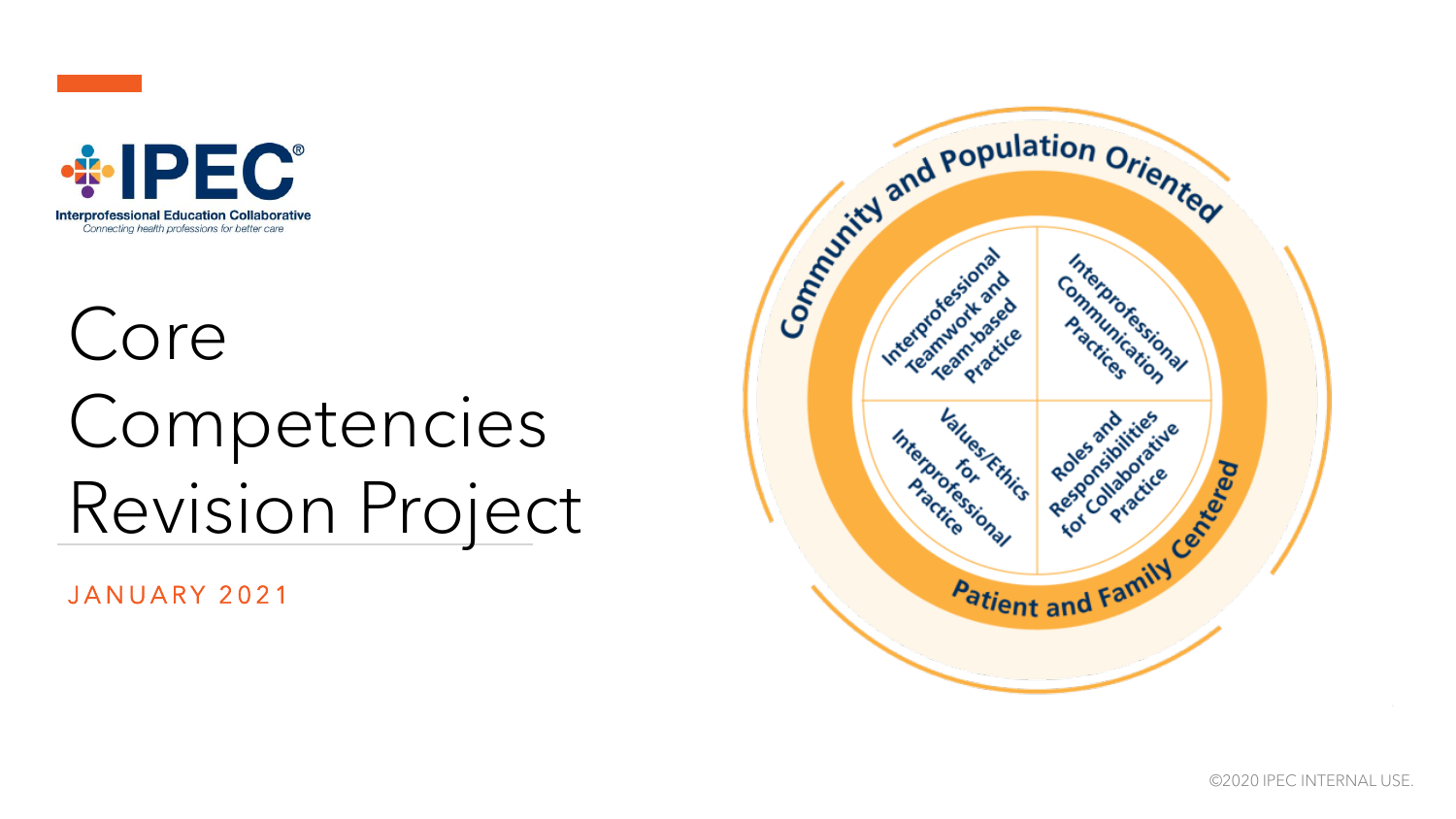IPEC®

Interprofessional Education Collaborative

*Connecting health professions for better care*

# Core Competencies Revision Project

JANUARY 2021

Community and Population Oriented

Interprofessional Teamwork and Team-based Practice

Interprofessional Communication Practices

Values/Ethics for Interprofessional Practice

Roles and Responsibilities for Collaborative Practice

Patient and Family Centered

©2020 IPEC INTERNAL USE.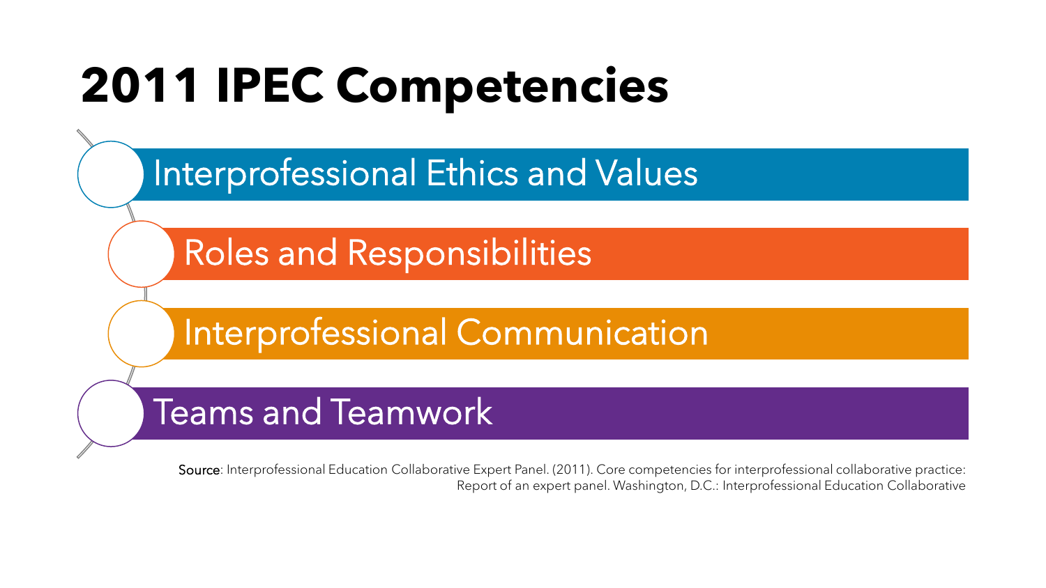# 2011 IPEC Competencies

- Interprofessional Ethics and Values
- Roles and Responsibilities
- Interprofessional Communication
- Teams and Teamwork

Source: Interprofessional Education Collaborative Expert Panel. (2011). Core competencies for interprofessional collaborative practice: Report of an expert panel. Washington, D.C.: Interprofessional Education Collaborative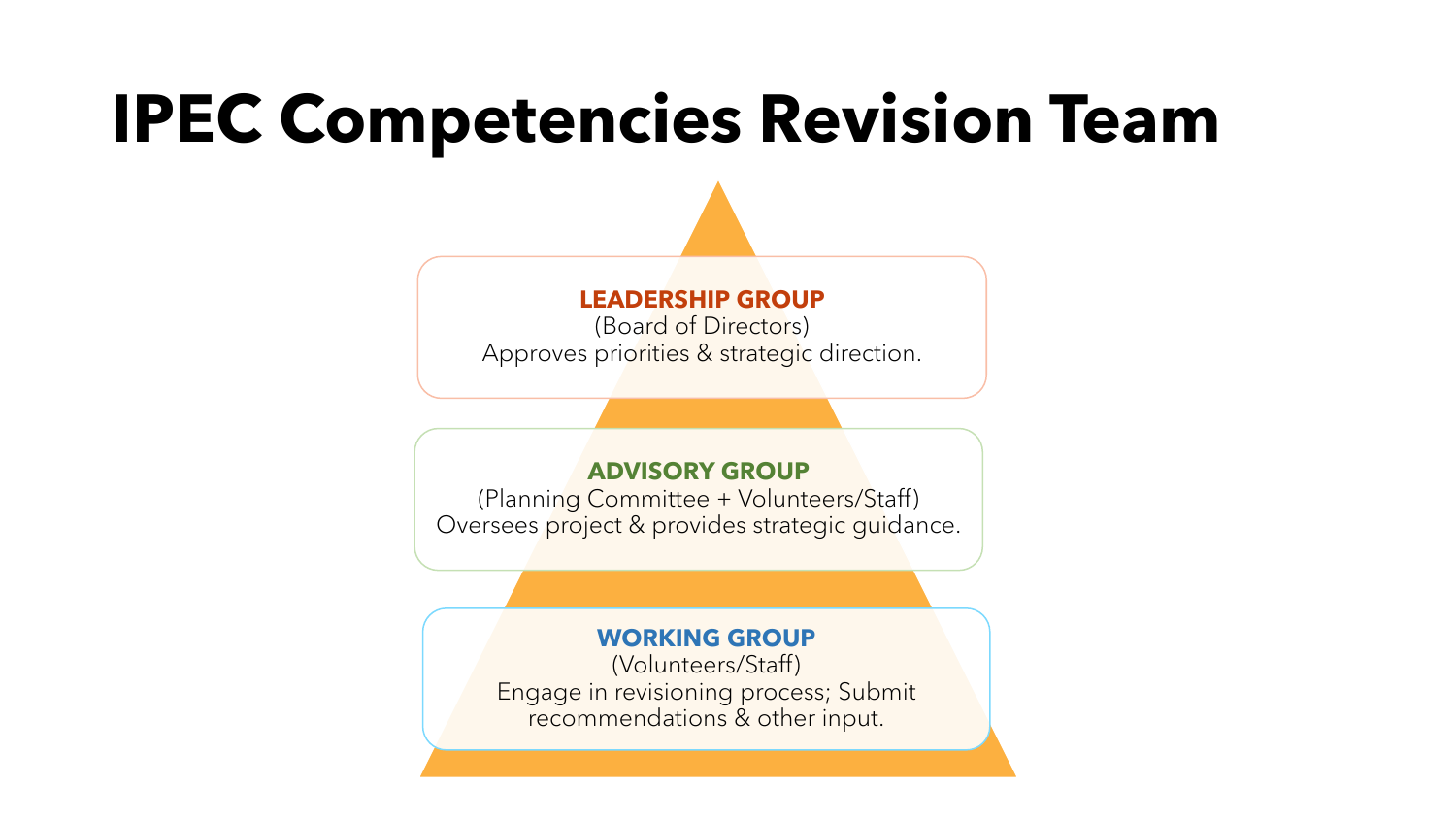# IPEC Competencies Revision Team

**LEADERSHIP GROUP**
(Board of Directors)
Approves priorities & strategic direction.

**ADVISORY GROUP**
(Planning Committee + Volunteers/Staff)
Oversees project & provides strategic guidance.

**WORKING GROUP**
(Volunteers/Staff)
Engage in revisioning process; Submit recommendations & other input.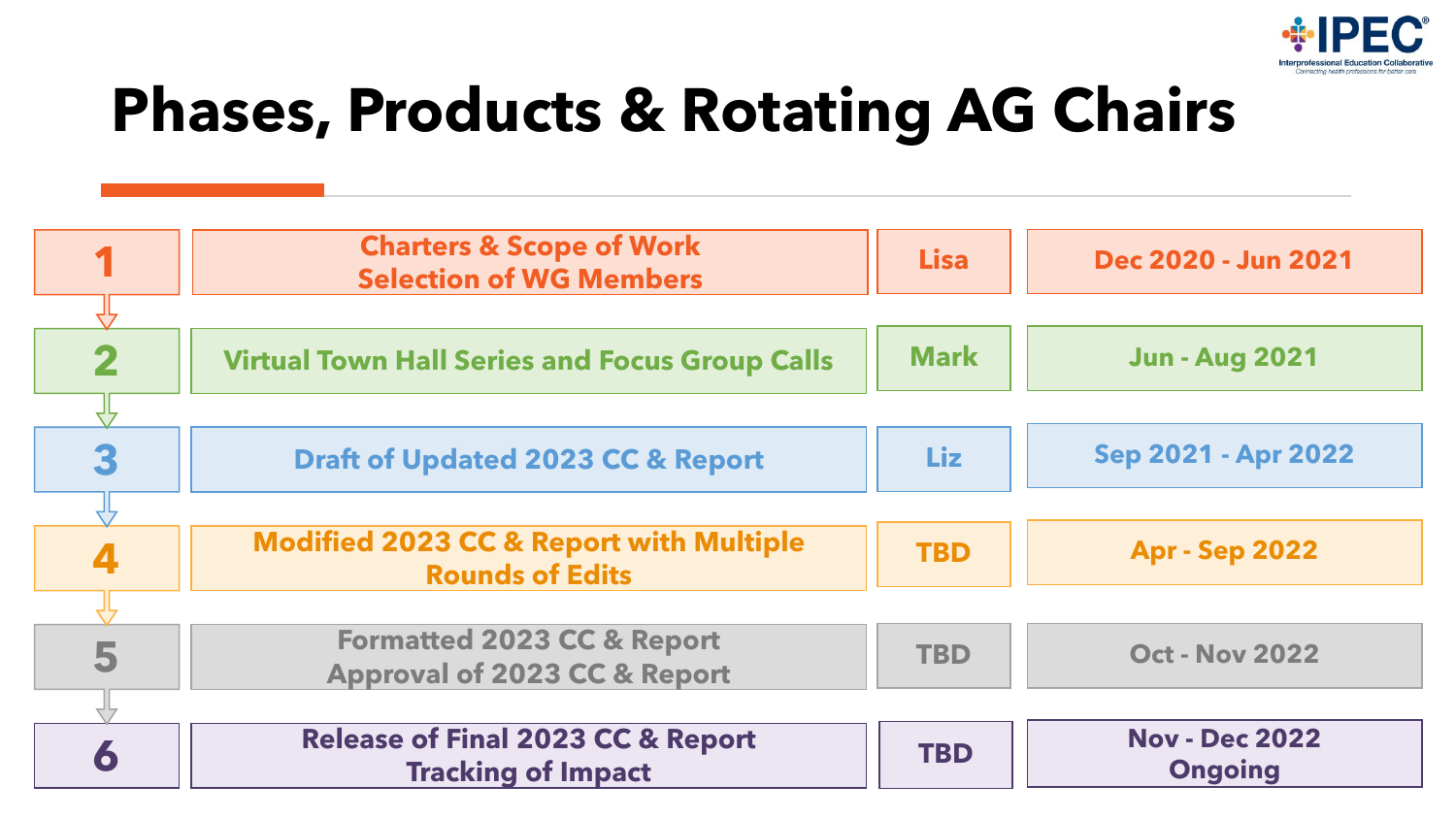# Phases, Products & Rotating AG Chairs

| Phase | Product | Chair | Timeline |
|---|---|---|---|
| 1 | Charters & Scope of Work<br>Selection of WG Members | Lisa | Dec 2020 - Jun 2021 |
| 2 | Virtual Town Hall Series and Focus Group Calls | Mark | Jun - Aug 2021 |
| 3 | Draft of Updated 2023 CC & Report | Liz | Sep 2021 - Apr 2022 |
| 4 | Modified 2023 CC & Report with Multiple Rounds of Edits | TBD | Apr - Sep 2022 |
| 5 | Formatted 2023 CC & Report<br>Approval of 2023 CC & Report | TBD | Oct - Nov 2022 |
| 6 | Release of Final 2023 CC & Report<br>Tracking of Impact | TBD | Nov - Dec 2022<br>Ongoing |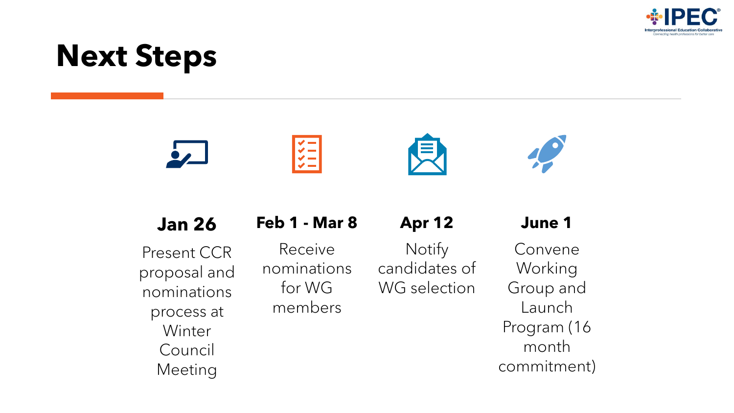# Next Steps

### Jan 26

Present CCR proposal and nominations process at Winter Council Meeting

### Feb 1 - Mar 8

Receive nominations for WG members

### Apr 12

Notify candidates of WG selection

### June 1

Convene Working Group and Launch Program (16 month commitment)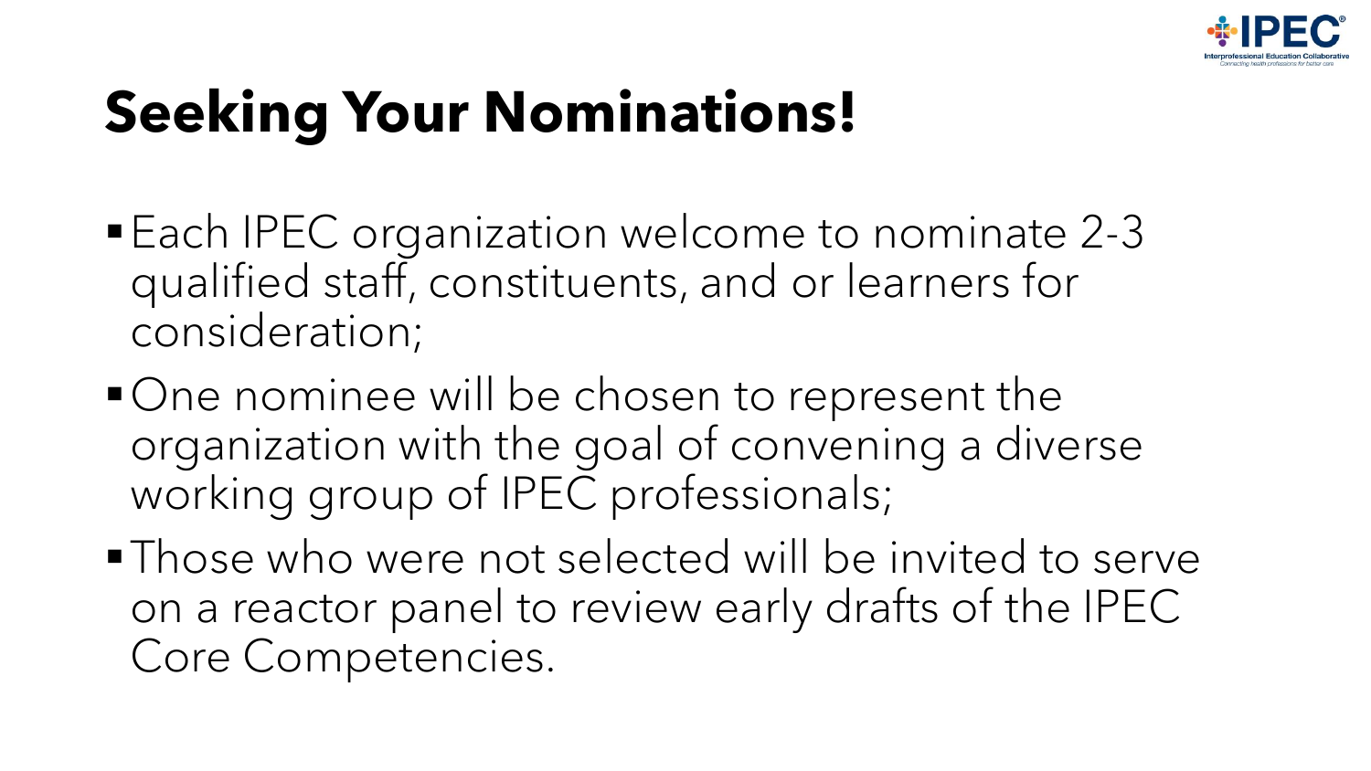# Seeking Your Nominations!

- Each IPEC organization welcome to nominate 2-3 qualified staff, constituents, and or learners for consideration;
- One nominee will be chosen to represent the organization with the goal of convening a diverse working group of IPEC professionals;
- Those who were not selected will be invited to serve on a reactor panel to review early drafts of the IPEC Core Competencies.